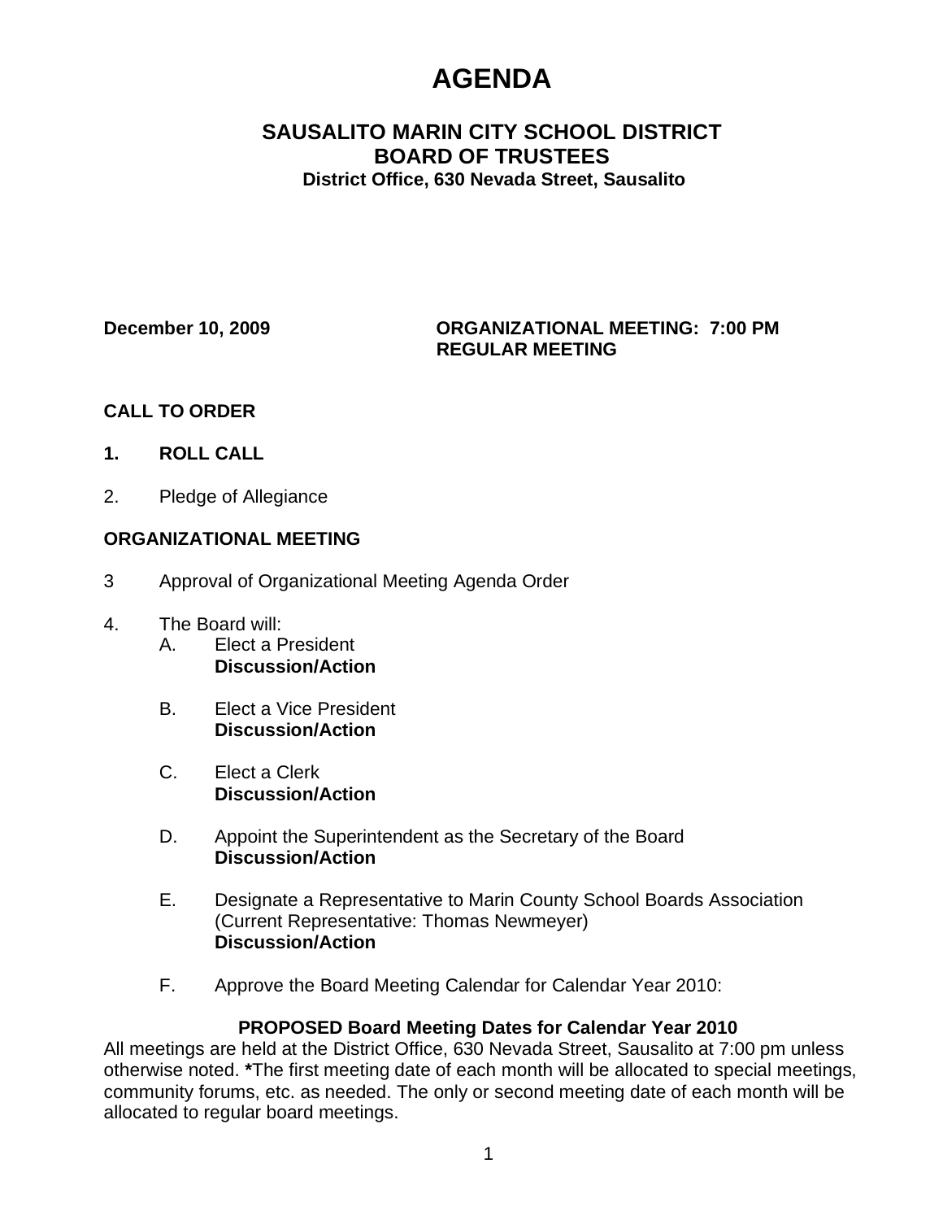# AGENDA

## SAUSALITO MARIN CITY SCHOOL DISTRICT
## BOARD OF TRUSTEES

**District Office, 630 Nevada Street, Sausalito**

**December 10, 2009** **ORGANIZATIONAL MEETING: 7:00 PM**
**REGULAR MEETING**

**CALL TO ORDER**

**1. ROLL CALL**

2. Pledge of Allegiance

**ORGANIZATIONAL MEETING**

3 Approval of Organizational Meeting Agenda Order

4. The Board will:

   A. Elect a President
   **Discussion/Action**

   B. Elect a Vice President
   **Discussion/Action**

   C. Elect a Clerk
   **Discussion/Action**

   D. Appoint the Superintendent as the Secretary of the Board
   **Discussion/Action**

   E. Designate a Representative to Marin County School Boards Association (Current Representative: Thomas Newmeyer)
   **Discussion/Action**

   F. Approve the Board Meeting Calendar for Calendar Year 2010:

**PROPOSED Board Meeting Dates for Calendar Year 2010**

All meetings are held at the District Office, 630 Nevada Street, Sausalito at 7:00 pm unless otherwise noted. **\***The first meeting date of each month will be allocated to special meetings, community forums, etc. as needed. The only or second meeting date of each month will be allocated to regular board meetings.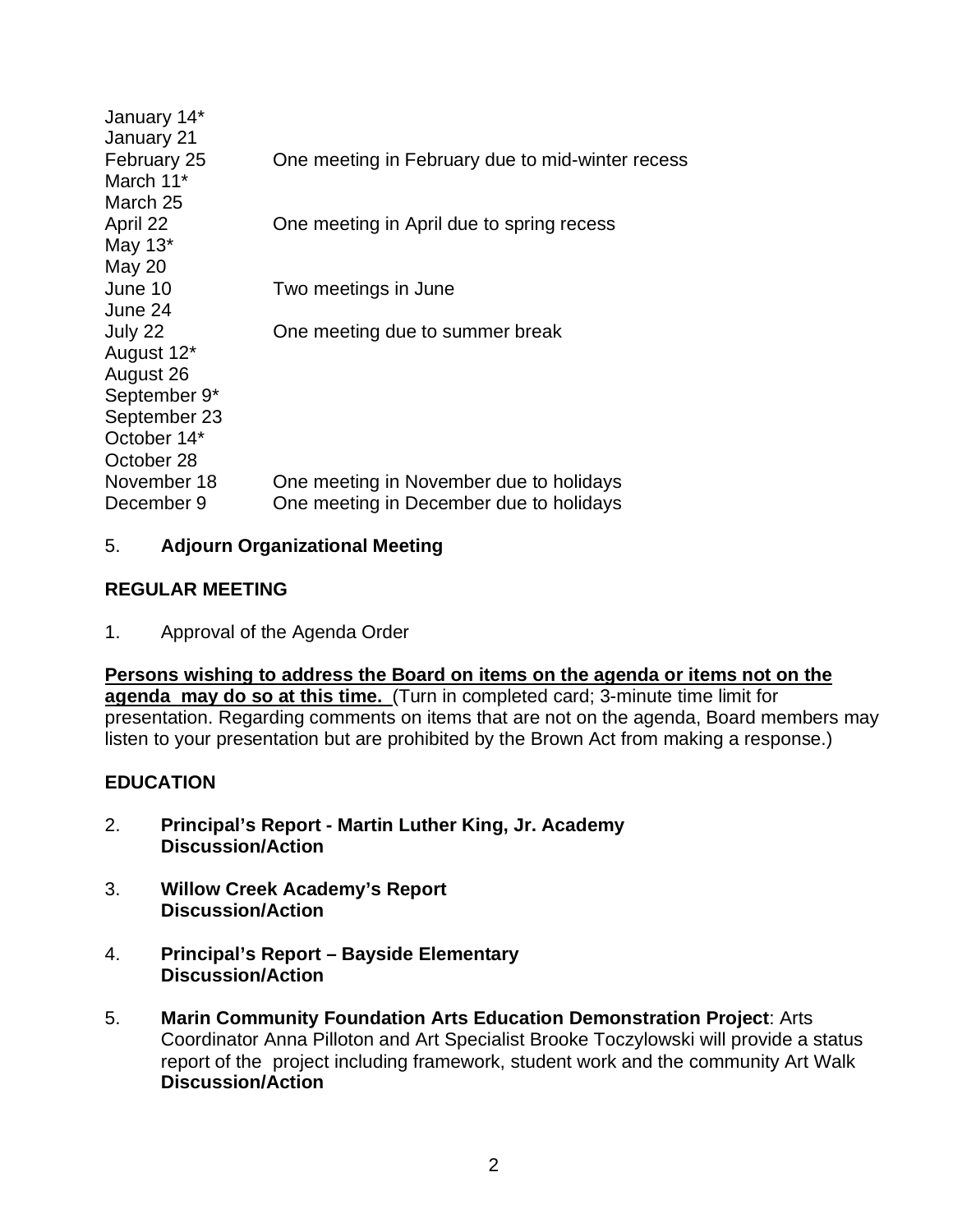| | |
|---|---|
| January 14* | |
| January 21 | |
| February 25 | One meeting in February due to mid-winter recess |
| March 11* | |
| March 25 | |
| April 22 | One meeting in April due to spring recess |
| May 13* | |
| May 20 | |
| June 10 | Two meetings in June |
| June 24 | |
| July 22 | One meeting due to summer break |
| August 12* | |
| August 26 | |
| September 9* | |
| September 23 | |
| October 14* | |
| October 28 | |
| November 18 | One meeting in November due to holidays |
| December 9 | One meeting in December due to holidays |

5. **Adjourn Organizational Meeting**

**REGULAR MEETING**

1. Approval of the Agenda Order

**Persons wishing to address the Board on items on the agenda or items not on the agenda may do so at this time.** (Turn in completed card; 3-minute time limit for presentation. Regarding comments on items that are not on the agenda, Board members may listen to your presentation but are prohibited by the Brown Act from making a response.)

**EDUCATION**

2. **Principal's Report - Martin Luther King, Jr. Academy**
   **Discussion/Action**

3. **Willow Creek Academy's Report**
   **Discussion/Action**

4. **Principal's Report – Bayside Elementary**
   **Discussion/Action**

5. **Marin Community Foundation Arts Education Demonstration Project**: Arts Coordinator Anna Pilloton and Art Specialist Brooke Toczylowski will provide a status report of the project including framework, student work and the community Art Walk
   **Discussion/Action**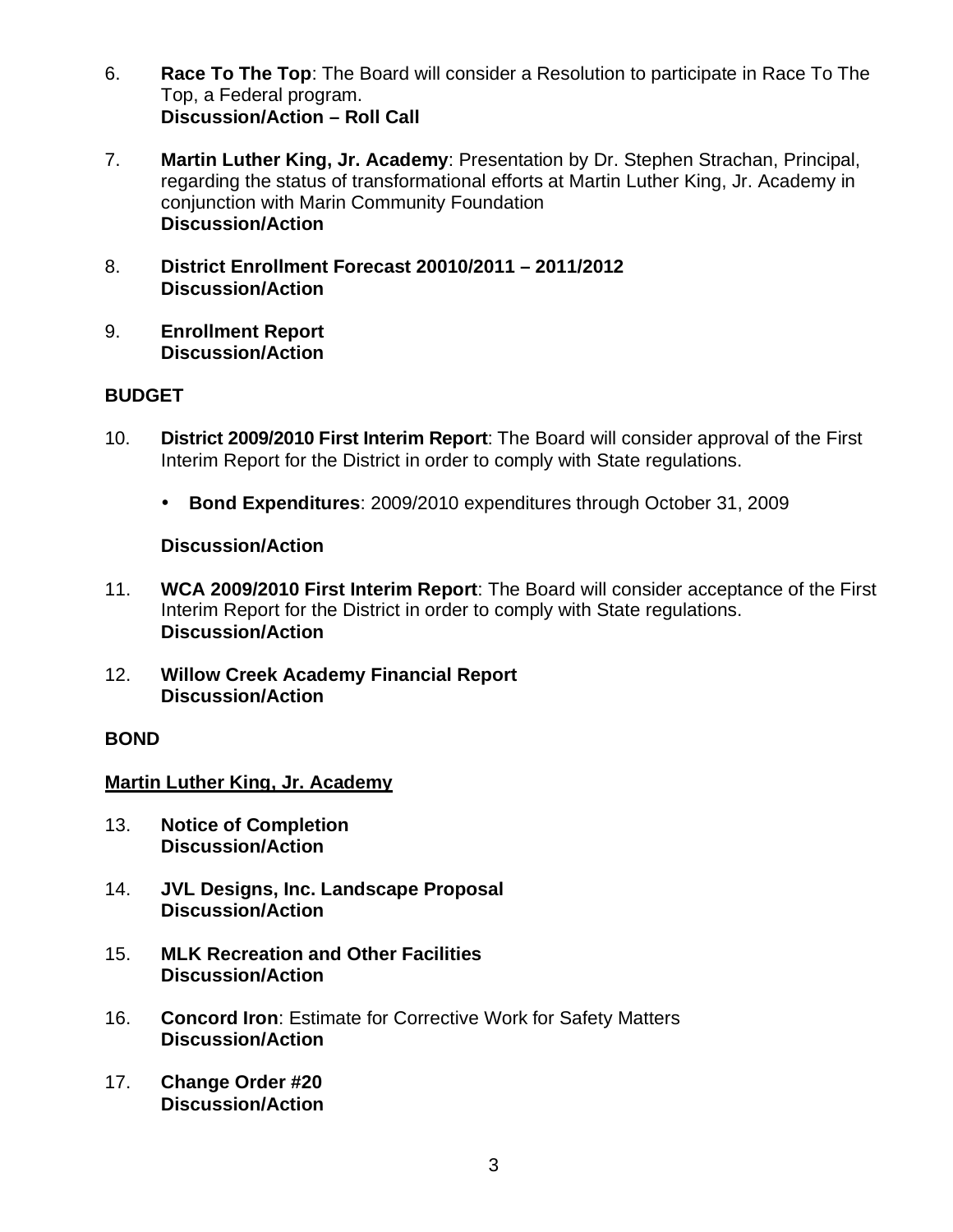6. **Race To The Top**: The Board will consider a Resolution to participate in Race To The Top, a Federal program.
   **Discussion/Action – Roll Call**

7. **Martin Luther King, Jr. Academy**: Presentation by Dr. Stephen Strachan, Principal, regarding the status of transformational efforts at Martin Luther King, Jr. Academy in conjunction with Marin Community Foundation
   **Discussion/Action**

8. **District Enrollment Forecast 20010/2011 – 2011/2012**
   **Discussion/Action**

9. **Enrollment Report**
   **Discussion/Action**

**BUDGET**

10. **District 2009/2010 First Interim Report**: The Board will consider approval of the First Interim Report for the District in order to comply with State regulations.

    - **Bond Expenditures**: 2009/2010 expenditures through October 31, 2009

    **Discussion/Action**

11. **WCA 2009/2010 First Interim Report**: The Board will consider acceptance of the First Interim Report for the District in order to comply with State regulations.
    **Discussion/Action**

12. **Willow Creek Academy Financial Report**
    **Discussion/Action**

**BOND**

**Martin Luther King, Jr. Academy**

13. **Notice of Completion**
    **Discussion/Action**

14. **JVL Designs, Inc. Landscape Proposal**
    **Discussion/Action**

15. **MLK Recreation and Other Facilities**
    **Discussion/Action**

16. **Concord Iron**: Estimate for Corrective Work for Safety Matters
    **Discussion/Action**

17. **Change Order #20**
    **Discussion/Action**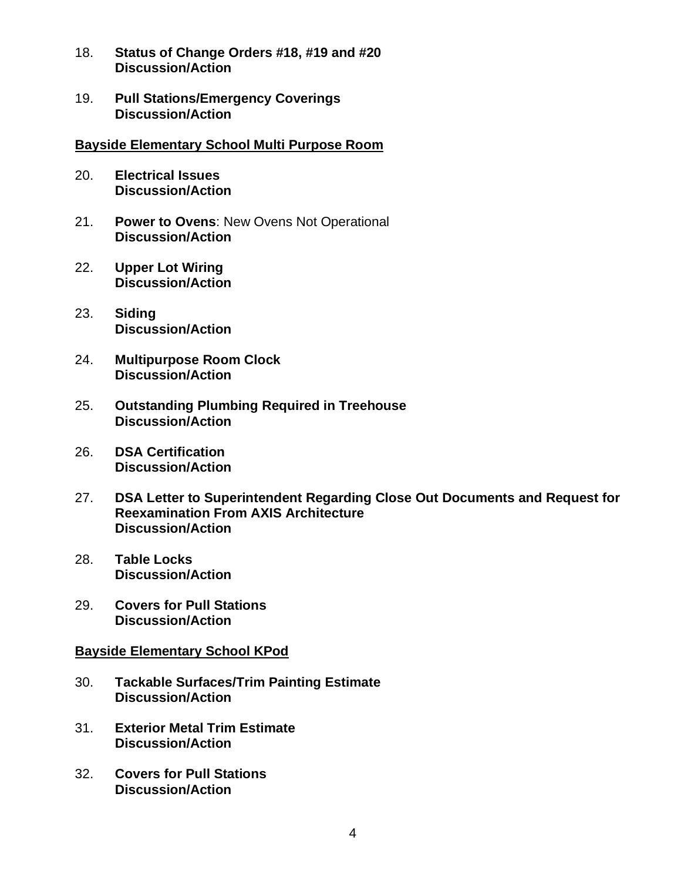18. **Status of Change Orders #18, #19 and #20**
    **Discussion/Action**

19. **Pull Stations/Emergency Coverings**
    **Discussion/Action**

<u>**Bayside Elementary School Multi Purpose Room**</u>

20. **Electrical Issues**
    **Discussion/Action**

21. **Power to Ovens**: New Ovens Not Operational
    **Discussion/Action**

22. **Upper Lot Wiring**
    **Discussion/Action**

23. **Siding**
    **Discussion/Action**

24. **Multipurpose Room Clock**
    **Discussion/Action**

25. **Outstanding Plumbing Required in Treehouse**
    **Discussion/Action**

26. **DSA Certification**
    **Discussion/Action**

27. **DSA Letter to Superintendent Regarding Close Out Documents and Request for Reexamination From AXIS Architecture**
    **Discussion/Action**

28. **Table Locks**
    **Discussion/Action**

29. **Covers for Pull Stations**
    **Discussion/Action**

<u>**Bayside Elementary School KPod**</u>

30. **Tackable Surfaces/Trim Painting Estimate**
    **Discussion/Action**

31. **Exterior Metal Trim Estimate**
    **Discussion/Action**

32. **Covers for Pull Stations**
    **Discussion/Action**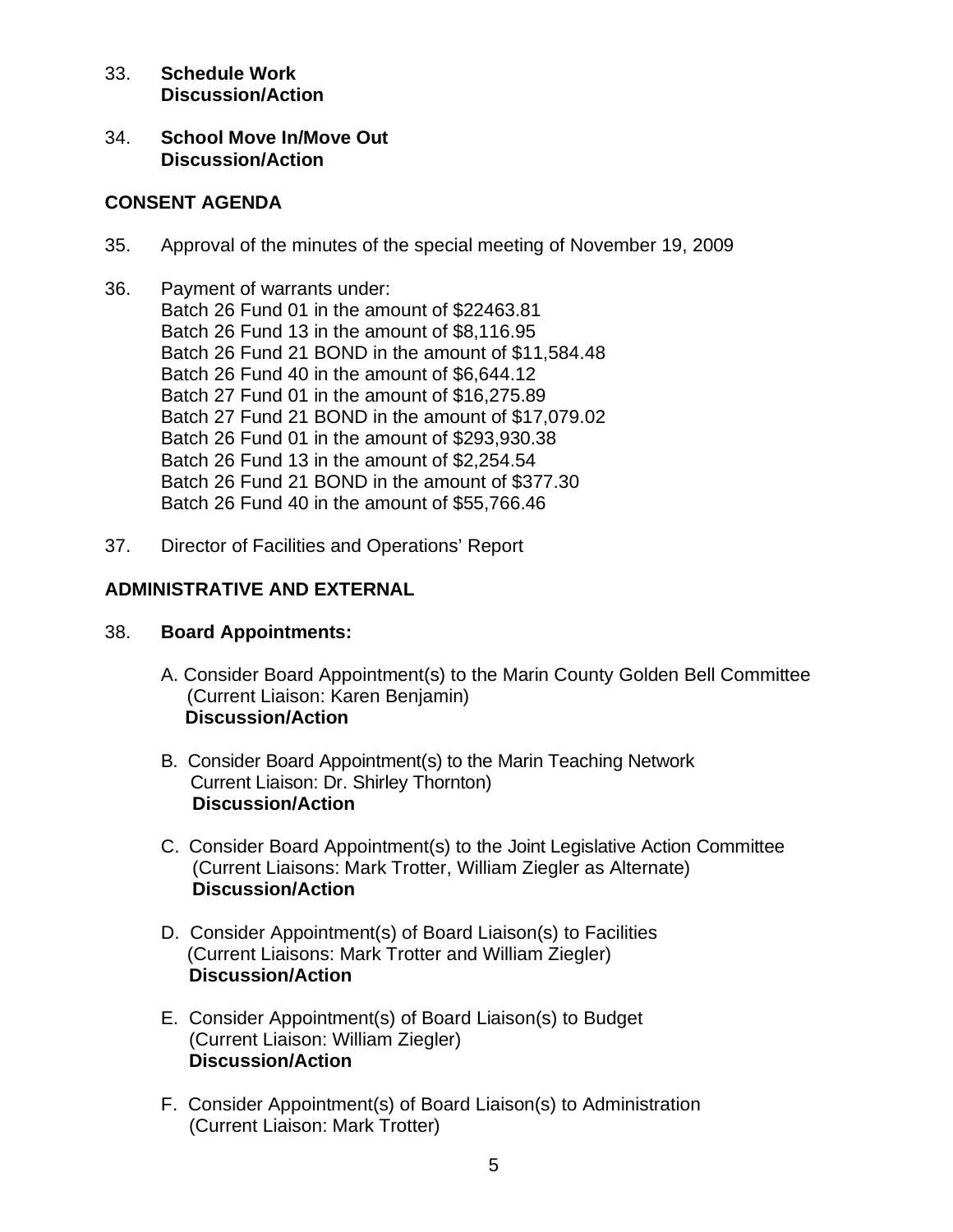33. **Schedule Work**
    **Discussion/Action**

34. **School Move In/Move Out**
    **Discussion/Action**

## CONSENT AGENDA

35. Approval of the minutes of the special meeting of November 19, 2009

36. Payment of warrants under:
    Batch 26 Fund 01 in the amount of $22463.81
    Batch 26 Fund 13 in the amount of $8,116.95
    Batch 26 Fund 21 BOND in the amount of $11,584.48
    Batch 26 Fund 40 in the amount of $6,644.12
    Batch 27 Fund 01 in the amount of $16,275.89
    Batch 27 Fund 21 BOND in the amount of $17,079.02
    Batch 26 Fund 01 in the amount of $293,930.38
    Batch 26 Fund 13 in the amount of $2,254.54
    Batch 26 Fund 21 BOND in the amount of $377.30
    Batch 26 Fund 40 in the amount of $55,766.46

37. Director of Facilities and Operations' Report

## ADMINISTRATIVE AND EXTERNAL

38. **Board Appointments:**

    A. Consider Board Appointment(s) to the Marin County Golden Bell Committee
       (Current Liaison: Karen Benjamin)
       **Discussion/Action**

    B. Consider Board Appointment(s) to the Marin Teaching Network
       Current Liaison: Dr. Shirley Thornton)
       **Discussion/Action**

    C. Consider Board Appointment(s) to the Joint Legislative Action Committee
       (Current Liaisons: Mark Trotter, William Ziegler as Alternate)
       **Discussion/Action**

    D. Consider Appointment(s) of Board Liaison(s) to Facilities
       (Current Liaisons: Mark Trotter and William Ziegler)
       **Discussion/Action**

    E. Consider Appointment(s) of Board Liaison(s) to Budget
       (Current Liaison: William Ziegler)
       **Discussion/Action**

    F. Consider Appointment(s) of Board Liaison(s) to Administration
       (Current Liaison: Mark Trotter)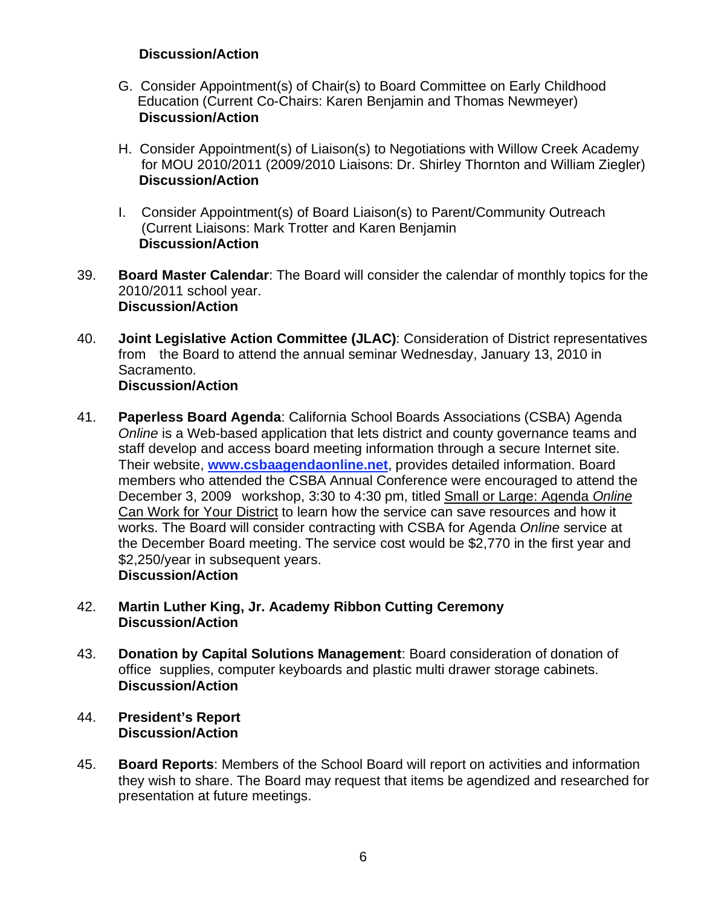**Discussion/Action**

G. Consider Appointment(s) of Chair(s) to Board Committee on Early Childhood Education (Current Co-Chairs: Karen Benjamin and Thomas Newmeyer)
**Discussion/Action**

H. Consider Appointment(s) of Liaison(s) to Negotiations with Willow Creek Academy for MOU 2010/2011 (2009/2010 Liaisons: Dr. Shirley Thornton and William Ziegler)
**Discussion/Action**

I. Consider Appointment(s) of Board Liaison(s) to Parent/Community Outreach (Current Liaisons: Mark Trotter and Karen Benjamin
**Discussion/Action**

39. **Board Master Calendar**: The Board will consider the calendar of monthly topics for the 2010/2011 school year.
**Discussion/Action**

40. **Joint Legislative Action Committee (JLAC)**: Consideration of District representatives from the Board to attend the annual seminar Wednesday, January 13, 2010 in Sacramento.
**Discussion/Action**

41. **Paperless Board Agenda**: California School Boards Associations (CSBA) Agenda *Online* is a Web-based application that lets district and county governance teams and staff develop and access board meeting information through a secure Internet site. Their website, **www.csbaagendaonline.net**, provides detailed information. Board members who attended the CSBA Annual Conference were encouraged to attend the December 3, 2009 workshop, 3:30 to 4:30 pm, titled Small or Large: Agenda *Online* Can Work for Your District to learn how the service can save resources and how it works. The Board will consider contracting with CSBA for Agenda *Online* service at the December Board meeting. The service cost would be $2,770 in the first year and $2,250/year in subsequent years.
**Discussion/Action**

42. **Martin Luther King, Jr. Academy Ribbon Cutting Ceremony**
**Discussion/Action**

43. **Donation by Capital Solutions Management**: Board consideration of donation of office supplies, computer keyboards and plastic multi drawer storage cabinets.
**Discussion/Action**

44. **President's Report**
**Discussion/Action**

45. **Board Reports**: Members of the School Board will report on activities and information they wish to share. The Board may request that items be agendized and researched for presentation at future meetings.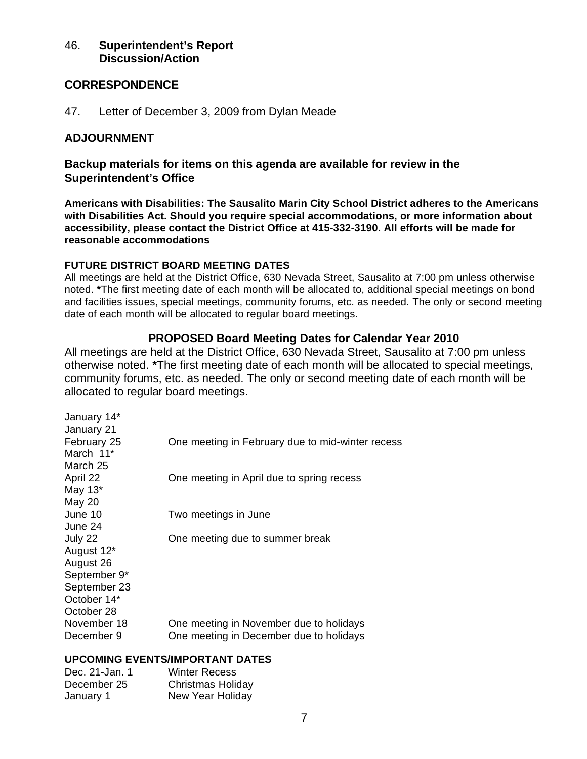46. **Superintendent's Report**
**Discussion/Action**

## CORRESPONDENCE

47. Letter of December 3, 2009 from Dylan Meade

## ADJOURNMENT

### Backup materials for items on this agenda are available for review in the Superintendent's Office

**Americans with Disabilities: The Sausalito Marin City School District adheres to the Americans with Disabilities Act. Should you require special accommodations, or more information about accessibility, please contact the District Office at 415-332-3190. All efforts will be made for reasonable accommodations**

**FUTURE DISTRICT BOARD MEETING DATES**

All meetings are held at the District Office, 630 Nevada Street, Sausalito at 7:00 pm unless otherwise noted. **\***The first meeting date of each month will be allocated to, additional special meetings on bond and facilities issues, special meetings, community forums, etc. as needed. The only or second meeting date of each month will be allocated to regular board meetings.

### PROPOSED Board Meeting Dates for Calendar Year 2010

All meetings are held at the District Office, 630 Nevada Street, Sausalito at 7:00 pm unless otherwise noted. **\***The first meeting date of each month will be allocated to special meetings, community forums, etc. as needed. The only or second meeting date of each month will be allocated to regular board meetings.

| Date | Note |
|---|---|
| January 14* | |
| January 21 | |
| February 25 | One meeting in February due to mid-winter recess |
| March 11* | |
| March 25 | |
| April 22 | One meeting in April due to spring recess |
| May 13* | |
| May 20 | |
| June 10 | Two meetings in June |
| June 24 | |
| July 22 | One meeting due to summer break |
| August 12* | |
| August 26 | |
| September 9* | |
| September 23 | |
| October 14* | |
| October 28 | |
| November 18 | One meeting in November due to holidays |
| December 9 | One meeting in December due to holidays |

**UPCOMING EVENTS/IMPORTANT DATES**

| Date | Event |
|---|---|
| Dec. 21-Jan. 1 | Winter Recess |
| December 25 | Christmas Holiday |
| January 1 | New Year Holiday |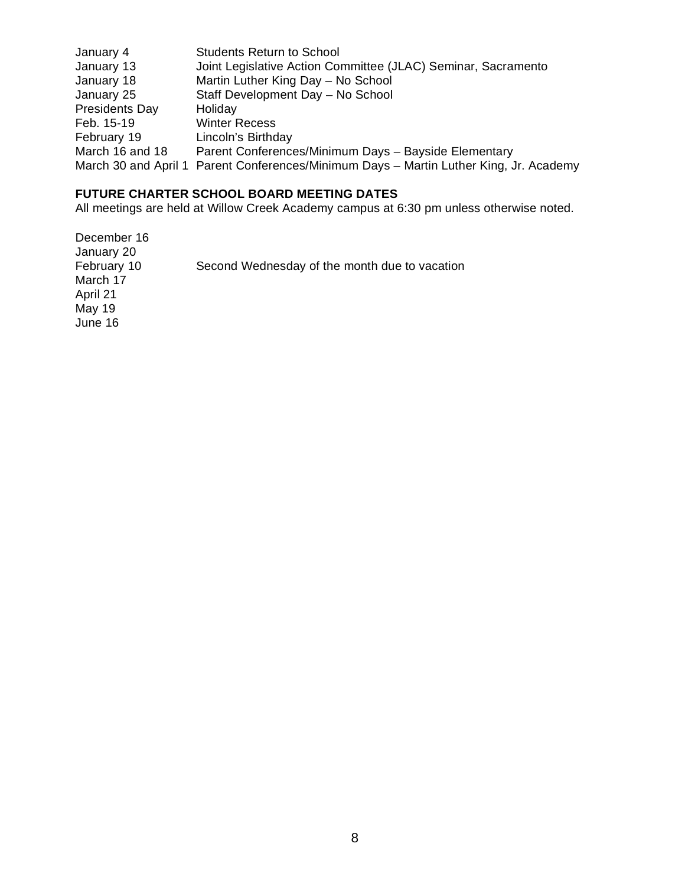| | |
|---|---|
| January 4 | Students Return to School |
| January 13 | Joint Legislative Action Committee (JLAC) Seminar, Sacramento |
| January 18 | Martin Luther King Day – No School |
| January 25 | Staff Development Day – No School |
| Presidents Day | Holiday |
| Feb. 15-19 | Winter Recess |
| February 19 | Lincoln's Birthday |
| March 16 and 18 | Parent Conferences/Minimum Days – Bayside Elementary |
| March 30 and April 1 | Parent Conferences/Minimum Days – Martin Luther King, Jr. Academy |

**FUTURE CHARTER SCHOOL BOARD MEETING DATES**

All meetings are held at Willow Creek Academy campus at 6:30 pm unless otherwise noted.

| | |
|---|---|
| December 16 | |
| January 20 | |
| February 10 | Second Wednesday of the month due to vacation |
| March 17 | |
| April 21 | |
| May 19 | |
| June 16 | |